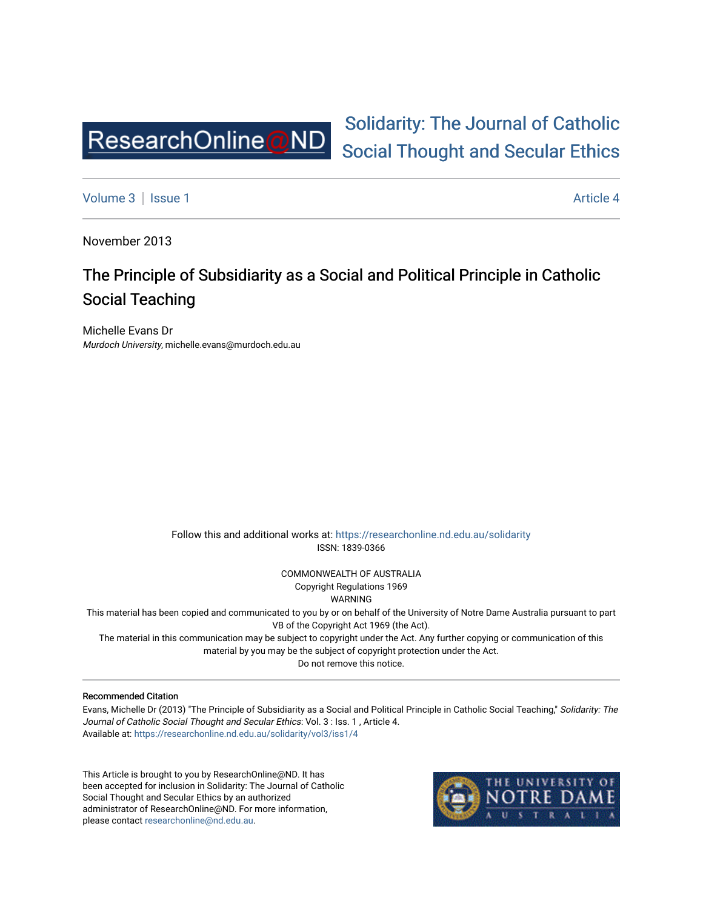Solidarity: The Journal of Catholic Social Thought and Secular Ethics

Volume 3 | Issue 1 Article 4

November 2013

# The Principle of Subsidiarity as a Social and Political Principle in Catholic Social Teaching

Michelle Evans Dr
*Murdoch University*, michelle.evans@murdoch.edu.au

Follow this and additional works at: https://researchonline.nd.edu.au/solidarity
ISSN: 1839-0366

COMMONWEALTH OF AUSTRALIA
Copyright Regulations 1969
WARNING
This material has been copied and communicated to you by or on behalf of the University of Notre Dame Australia pursuant to part VB of the Copyright Act 1969 (the Act).
The material in this communication may be subject to copyright under the Act. Any further copying or communication of this material by you may be the subject of copyright protection under the Act.
Do not remove this notice.

---

**Recommended Citation**

Evans, Michelle Dr (2013) "The Principle of Subsidiarity as a Social and Political Principle in Catholic Social Teaching," *Solidarity: The Journal of Catholic Social Thought and Secular Ethics*: Vol. 3 : Iss. 1 , Article 4.
Available at: https://researchonline.nd.edu.au/solidarity/vol3/iss1/4

This Article is brought to you by ResearchOnline@ND. It has been accepted for inclusion in Solidarity: The Journal of Catholic Social Thought and Secular Ethics by an authorized administrator of ResearchOnline@ND. For more information, please contact researchonline@nd.edu.au.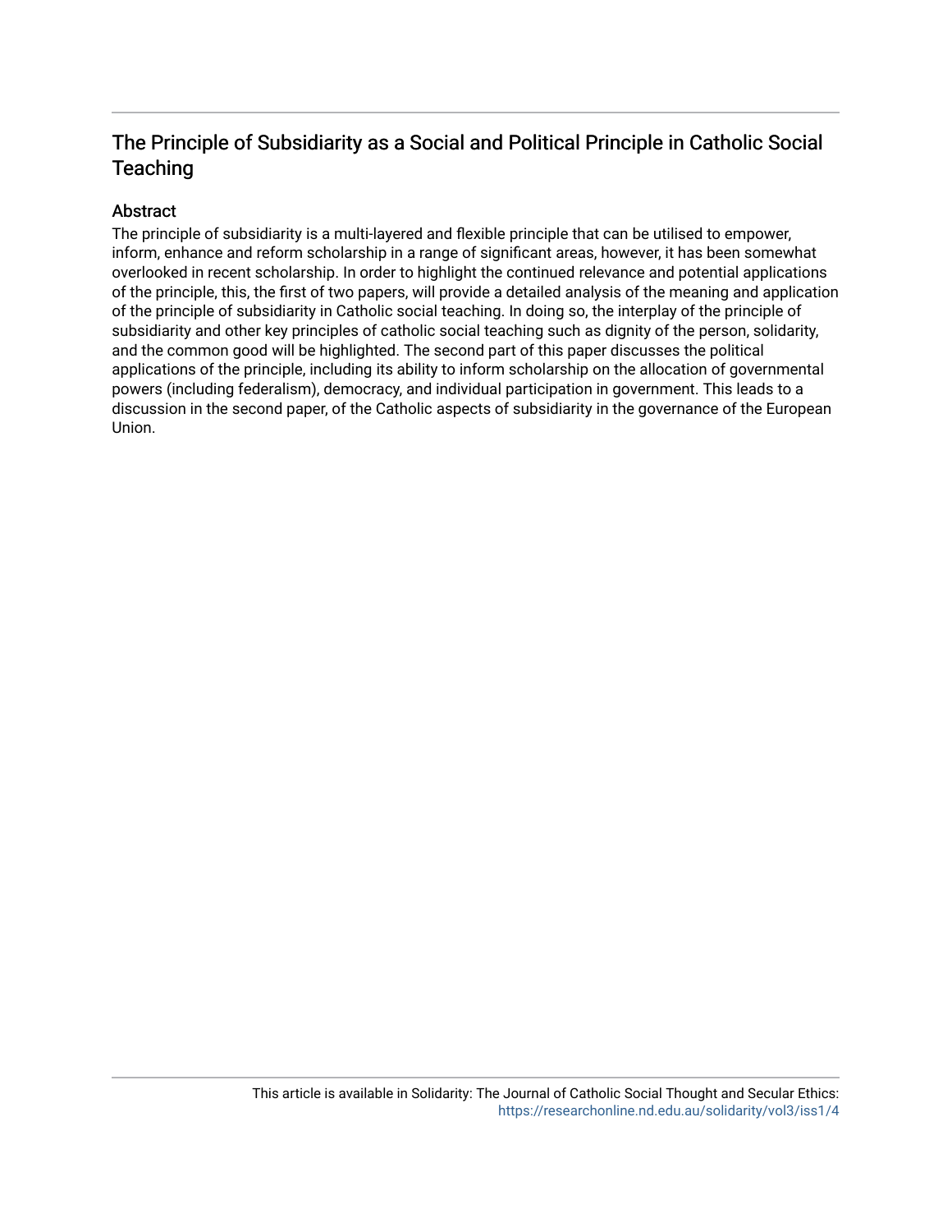# The Principle of Subsidiarity as a Social and Political Principle in Catholic Social Teaching

## Abstract

The principle of subsidiarity is a multi-layered and flexible principle that can be utilised to empower, inform, enhance and reform scholarship in a range of significant areas, however, it has been somewhat overlooked in recent scholarship. In order to highlight the continued relevance and potential applications of the principle, this, the first of two papers, will provide a detailed analysis of the meaning and application of the principle of subsidiarity in Catholic social teaching. In doing so, the interplay of the principle of subsidiarity and other key principles of catholic social teaching such as dignity of the person, solidarity, and the common good will be highlighted. The second part of this paper discusses the political applications of the principle, including its ability to inform scholarship on the allocation of governmental powers (including federalism), democracy, and individual participation in government. This leads to a discussion in the second paper, of the Catholic aspects of subsidiarity in the governance of the European Union.

This article is available in Solidarity: The Journal of Catholic Social Thought and Secular Ethics: https://researchonline.nd.edu.au/solidarity/vol3/iss1/4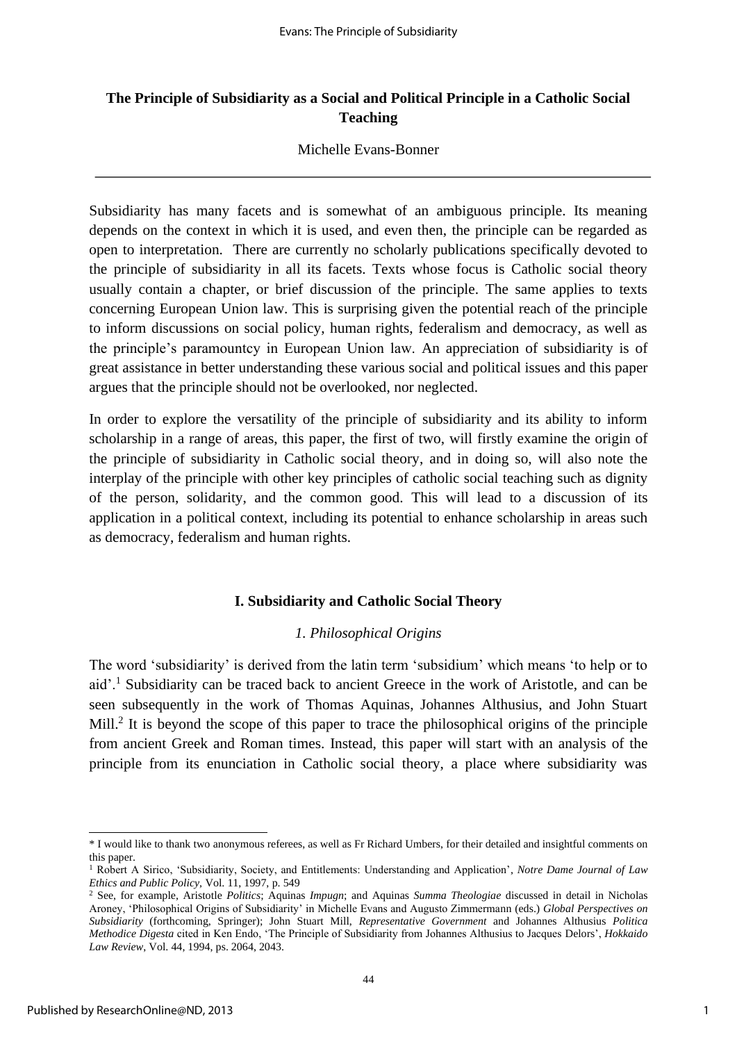# The Principle of Subsidiarity as a Social and Political Principle in a Catholic Social Teaching

Michelle Evans-Bonner

---

Subsidiarity has many facets and is somewhat of an ambiguous principle. Its meaning depends on the context in which it is used, and even then, the principle can be regarded as open to interpretation. There are currently no scholarly publications specifically devoted to the principle of subsidiarity in all its facets. Texts whose focus is Catholic social theory usually contain a chapter, or brief discussion of the principle. The same applies to texts concerning European Union law. This is surprising given the potential reach of the principle to inform discussions on social policy, human rights, federalism and democracy, as well as the principle's paramountcy in European Union law. An appreciation of subsidiarity is of great assistance in better understanding these various social and political issues and this paper argues that the principle should not be overlooked, nor neglected.

In order to explore the versatility of the principle of subsidiarity and its ability to inform scholarship in a range of areas, this paper, the first of two, will firstly examine the origin of the principle of subsidiarity in Catholic social theory, and in doing so, will also note the interplay of the principle with other key principles of catholic social teaching such as dignity of the person, solidarity, and the common good. This will lead to a discussion of its application in a political context, including its potential to enhance scholarship in areas such as democracy, federalism and human rights.

## I. Subsidiarity and Catholic Social Theory

### *1. Philosophical Origins*

The word 'subsidiarity' is derived from the latin term 'subsidium' which means 'to help or to aid'.[1] Subsidiarity can be traced back to ancient Greece in the work of Aristotle, and can be seen subsequently in the work of Thomas Aquinas, Johannes Althusius, and John Stuart Mill.[2] It is beyond the scope of this paper to trace the philosophical origins of the principle from ancient Greek and Roman times. Instead, this paper will start with an analysis of the principle from its enunciation in Catholic social theory, a place where subsidiarity was

---

\* I would like to thank two anonymous referees, as well as Fr Richard Umbers, for their detailed and insightful comments on this paper.

[1] Robert A Sirico, 'Subsidiarity, Society, and Entitlements: Understanding and Application', *Notre Dame Journal of Law Ethics and Public Policy*, Vol. 11, 1997, p. 549

[2] See, for example, Aristotle *Politics*; Aquinas *Impugn*; and Aquinas *Summa Theologiae* discussed in detail in Nicholas Aroney, 'Philosophical Origins of Subsidiarity' in Michelle Evans and Augusto Zimmermann (eds.) *Global Perspectives on Subsidiarity* (forthcoming, Springer); John Stuart Mill, *Representative Government* and Johannes Althusius *Politica Methodice Digesta* cited in Ken Endo, 'The Principle of Subsidiarity from Johannes Althusius to Jacques Delors', *Hokkaido Law Review*, Vol. 44, 1994, ps. 2064, 2043.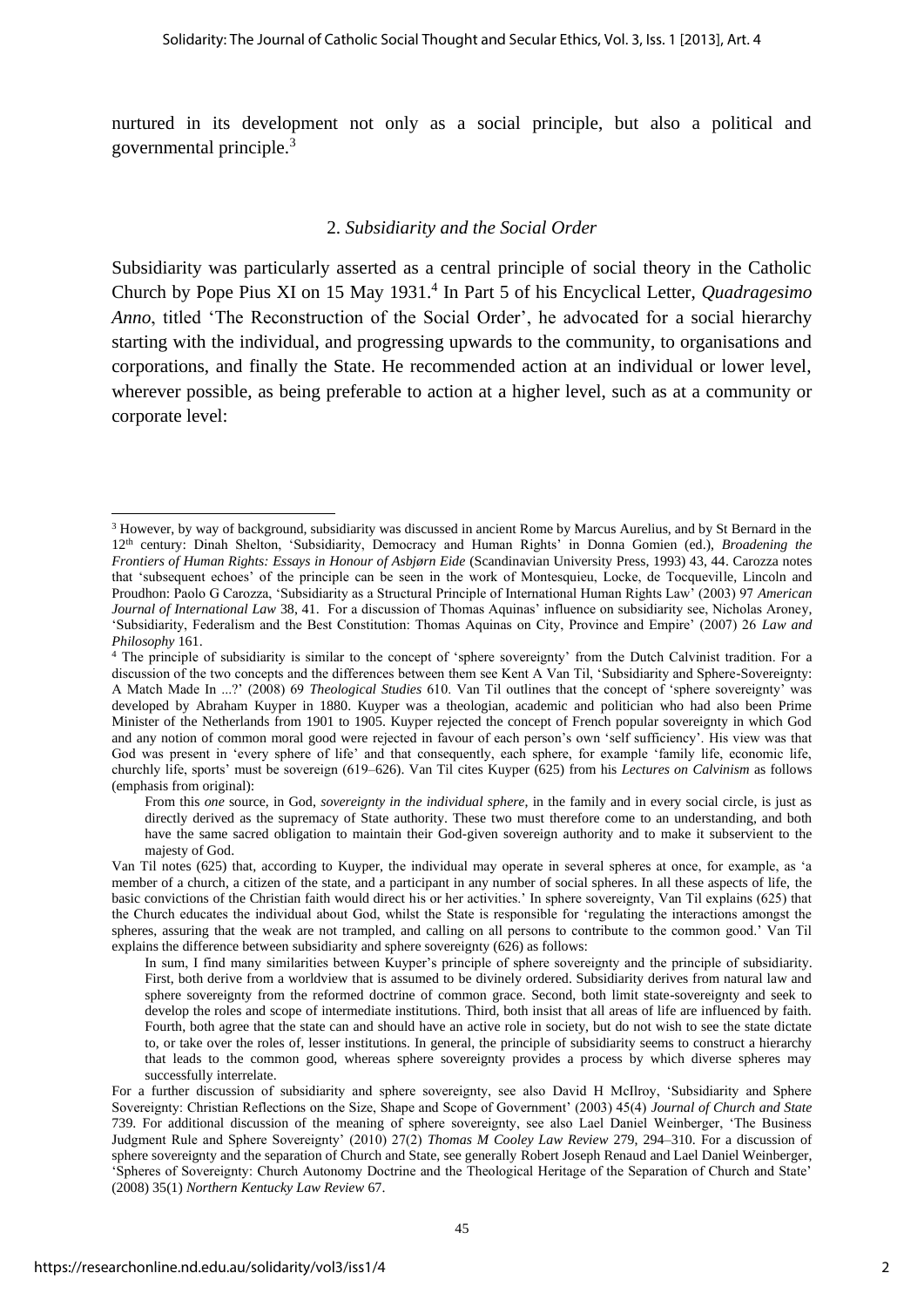nurtured in its development not only as a social principle, but also a political and governmental principle.[3]

## 2. *Subsidiarity and the Social Order*

Subsidiarity was particularly asserted as a central principle of social theory in the Catholic Church by Pope Pius XI on 15 May 1931.[4] In Part 5 of his Encyclical Letter, *Quadragesimo Anno*, titled 'The Reconstruction of the Social Order', he advocated for a social hierarchy starting with the individual, and progressing upwards to the community, to organisations and corporations, and finally the State. He recommended action at an individual or lower level, wherever possible, as being preferable to action at a higher level, such as at a community or corporate level:

---

[3] However, by way of background, subsidiarity was discussed in ancient Rome by Marcus Aurelius, and by St Bernard in the 12th century: Dinah Shelton, 'Subsidiarity, Democracy and Human Rights' in Donna Gomien (ed.), *Broadening the Frontiers of Human Rights: Essays in Honour of Asbjørn Eide* (Scandinavian University Press, 1993) 43, 44. Carozza notes that 'subsequent echoes' of the principle can be seen in the work of Montesquieu, Locke, de Tocqueville, Lincoln and Proudhon: Paolo G Carozza, 'Subsidiarity as a Structural Principle of International Human Rights Law' (2003) 97 *American Journal of International Law* 38, 41. For a discussion of Thomas Aquinas' influence on subsidiarity see, Nicholas Aroney, 'Subsidiarity, Federalism and the Best Constitution: Thomas Aquinas on City, Province and Empire' (2007) 26 *Law and Philosophy* 161.

[4] The principle of subsidiarity is similar to the concept of 'sphere sovereignty' from the Dutch Calvinist tradition. For a discussion of the two concepts and the differences between them see Kent A Van Til, 'Subsidiarity and Sphere-Sovereignty: A Match Made In ...?' (2008) 69 *Theological Studies* 610. Van Til outlines that the concept of 'sphere sovereignty' was developed by Abraham Kuyper in 1880. Kuyper was a theologian, academic and politician who had also been Prime Minister of the Netherlands from 1901 to 1905. Kuyper rejected the concept of French popular sovereignty in which God and any notion of common moral good were rejected in favour of each person's own 'self sufficiency'. His view was that God was present in 'every sphere of life' and that consequently, each sphere, for example 'family life, economic life, churchly life, sports' must be sovereign (619–626). Van Til cites Kuyper (625) from his *Lectures on Calvinism* as follows (emphasis from original):

> From this *one* source, in God, *sovereignty in the individual sphere*, in the family and in every social circle, is just as directly derived as the supremacy of State authority. These two must therefore come to an understanding, and both have the same sacred obligation to maintain their God-given sovereign authority and to make it subservient to the majesty of God.

Van Til notes (625) that, according to Kuyper, the individual may operate in several spheres at once, for example, as 'a member of a church, a citizen of the state, and a participant in any number of social spheres. In all these aspects of life, the basic convictions of the Christian faith would direct his or her activities.' In sphere sovereignty, Van Til explains (625) that the Church educates the individual about God, whilst the State is responsible for 'regulating the interactions amongst the spheres, assuring that the weak are not trampled, and calling on all persons to contribute to the common good.' Van Til explains the difference between subsidiarity and sphere sovereignty (626) as follows:

> In sum, I find many similarities between Kuyper's principle of sphere sovereignty and the principle of subsidiarity. First, both derive from a worldview that is assumed to be divinely ordered. Subsidiarity derives from natural law and sphere sovereignty from the reformed doctrine of common grace. Second, both limit state-sovereignty and seek to develop the roles and scope of intermediate institutions. Third, both insist that all areas of life are influenced by faith. Fourth, both agree that the state can and should have an active role in society, but do not wish to see the state dictate to, or take over the roles of, lesser institutions. In general, the principle of subsidiarity seems to construct a hierarchy that leads to the common good, whereas sphere sovereignty provides a process by which diverse spheres may successfully interrelate.

For a further discussion of subsidiarity and sphere sovereignty, see also David H McIlroy, 'Subsidiarity and Sphere Sovereignty: Christian Reflections on the Size, Shape and Scope of Government' (2003) 45(4) *Journal of Church and State* 739. For additional discussion of the meaning of sphere sovereignty, see also Lael Daniel Weinberger, 'The Business Judgment Rule and Sphere Sovereignty' (2010) 27(2) *Thomas M Cooley Law Review* 279, 294–310. For a discussion of sphere sovereignty and the separation of Church and State, see generally Robert Joseph Renaud and Lael Daniel Weinberger, 'Spheres of Sovereignty: Church Autonomy Doctrine and the Theological Heritage of the Separation of Church and State' (2008) 35(1) *Northern Kentucky Law Review* 67.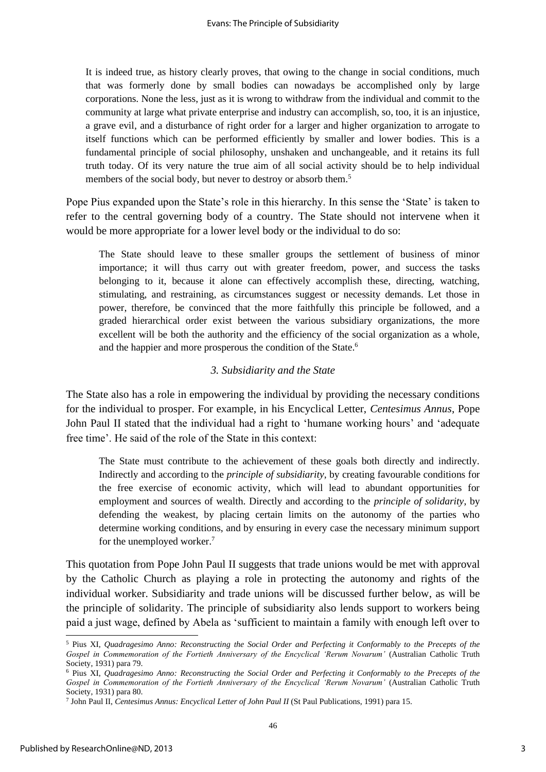> It is indeed true, as history clearly proves, that owing to the change in social conditions, much that was formerly done by small bodies can nowadays be accomplished only by large corporations. None the less, just as it is wrong to withdraw from the individual and commit to the community at large what private enterprise and industry can accomplish, so, too, it is an injustice, a grave evil, and a disturbance of right order for a larger and higher organization to arrogate to itself functions which can be performed efficiently by smaller and lower bodies. This is a fundamental principle of social philosophy, unshaken and unchangeable, and it retains its full truth today. Of its very nature the true aim of all social activity should be to help individual members of the social body, but never to destroy or absorb them.[5]

Pope Pius expanded upon the State's role in this hierarchy. In this sense the 'State' is taken to refer to the central governing body of a country. The State should not intervene when it would be more appropriate for a lower level body or the individual to do so:

> The State should leave to these smaller groups the settlement of business of minor importance; it will thus carry out with greater freedom, power, and success the tasks belonging to it, because it alone can effectively accomplish these, directing, watching, stimulating, and restraining, as circumstances suggest or necessity demands. Let those in power, therefore, be convinced that the more faithfully this principle be followed, and a graded hierarchical order exist between the various subsidiary organizations, the more excellent will be both the authority and the efficiency of the social organization as a whole, and the happier and more prosperous the condition of the State.[6]

### *3. Subsidiarity and the State*

The State also has a role in empowering the individual by providing the necessary conditions for the individual to prosper. For example, in his Encyclical Letter, *Centesimus Annus*, Pope John Paul II stated that the individual had a right to 'humane working hours' and 'adequate free time'. He said of the role of the State in this context:

> The State must contribute to the achievement of these goals both directly and indirectly. Indirectly and according to the *principle of subsidiarity*, by creating favourable conditions for the free exercise of economic activity, which will lead to abundant opportunities for employment and sources of wealth. Directly and according to the *principle of solidarity*, by defending the weakest, by placing certain limits on the autonomy of the parties who determine working conditions, and by ensuring in every case the necessary minimum support for the unemployed worker.[7]

This quotation from Pope John Paul II suggests that trade unions would be met with approval by the Catholic Church as playing a role in protecting the autonomy and rights of the individual worker. Subsidiarity and trade unions will be discussed further below, as will be the principle of solidarity. The principle of subsidiarity also lends support to workers being paid a just wage, defined by Abela as 'sufficient to maintain a family with enough left over to

---

[5] Pius XI, *Quadragesimo Anno: Reconstructing the Social Order and Perfecting it Conformably to the Precepts of the Gospel in Commemoration of the Fortieth Anniversary of the Encyclical 'Rerum Novarum'* (Australian Catholic Truth Society, 1931) para 79.

[6] Pius XI, *Quadragesimo Anno: Reconstructing the Social Order and Perfecting it Conformably to the Precepts of the Gospel in Commemoration of the Fortieth Anniversary of the Encyclical 'Rerum Novarum'* (Australian Catholic Truth Society, 1931) para 80.

[7] John Paul II, *Centesimus Annus: Encyclical Letter of John Paul II* (St Paul Publications, 1991) para 15.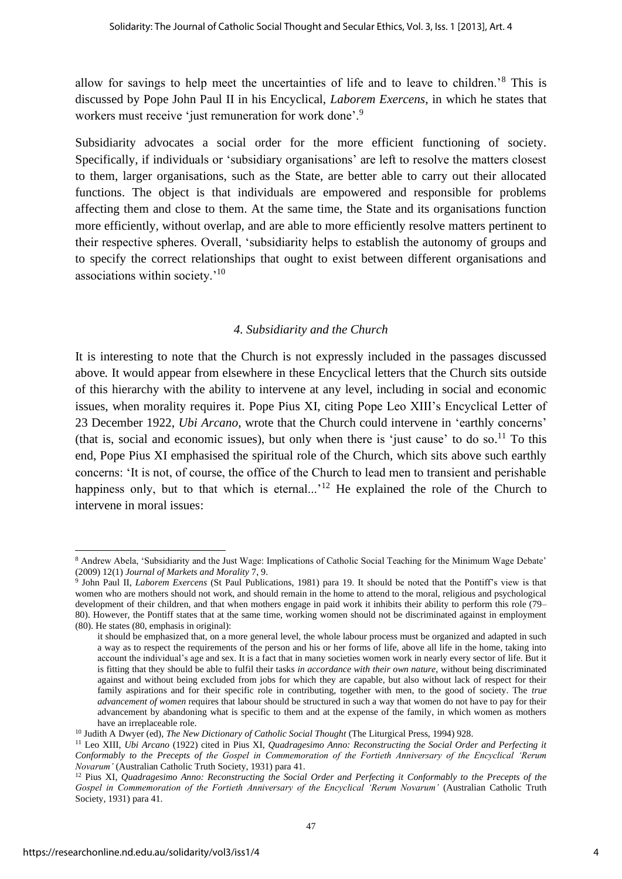allow for savings to help meet the uncertainties of life and to leave to children.'[8] This is discussed by Pope John Paul II in his Encyclical, *Laborem Exercens*, in which he states that workers must receive 'just remuneration for work done'.[9]

Subsidiarity advocates a social order for the more efficient functioning of society. Specifically, if individuals or 'subsidiary organisations' are left to resolve the matters closest to them, larger organisations, such as the State, are better able to carry out their allocated functions. The object is that individuals are empowered and responsible for problems affecting them and close to them. At the same time, the State and its organisations function more efficiently, without overlap, and are able to more efficiently resolve matters pertinent to their respective spheres. Overall, 'subsidiarity helps to establish the autonomy of groups and to specify the correct relationships that ought to exist between different organisations and associations within society.'[10]

### *4. Subsidiarity and the Church*

It is interesting to note that the Church is not expressly included in the passages discussed above. It would appear from elsewhere in these Encyclical letters that the Church sits outside of this hierarchy with the ability to intervene at any level, including in social and economic issues, when morality requires it. Pope Pius XI, citing Pope Leo XIII's Encyclical Letter of 23 December 1922, *Ubi Arcano*, wrote that the Church could intervene in 'earthly concerns' (that is, social and economic issues), but only when there is 'just cause' to do so.[11] To this end, Pope Pius XI emphasised the spiritual role of the Church, which sits above such earthly concerns: 'It is not, of course, the office of the Church to lead men to transient and perishable happiness only, but to that which is eternal...'[12] He explained the role of the Church to intervene in moral issues:

---

[8] Andrew Abela, 'Subsidiarity and the Just Wage: Implications of Catholic Social Teaching for the Minimum Wage Debate' (2009) 12(1) *Journal of Markets and Morality* 7, 9.

[9] John Paul II, *Laborem Exercens* (St Paul Publications, 1981) para 19. It should be noted that the Pontiff's view is that women who are mothers should not work, and should remain in the home to attend to the moral, religious and psychological development of their children, and that when mothers engage in paid work it inhibits their ability to perform this role (79–80). However, the Pontiff states that at the same time, working women should not be discriminated against in employment (80). He states (80, emphasis in original):

> it should be emphasized that, on a more general level, the whole labour process must be organized and adapted in such a way as to respect the requirements of the person and his or her forms of life, above all life in the home, taking into account the individual's age and sex. It is a fact that in many societies women work in nearly every sector of life. But it is fitting that they should be able to fulfil their tasks *in accordance with their own nature*, without being discriminated against and without being excluded from jobs for which they are capable, but also without lack of respect for their family aspirations and for their specific role in contributing, together with men, to the good of society. The *true advancement of women* requires that labour should be structured in such a way that women do not have to pay for their advancement by abandoning what is specific to them and at the expense of the family, in which women as mothers have an irreplaceable role.

[10] Judith A Dwyer (ed), *The New Dictionary of Catholic Social Thought* (The Liturgical Press, 1994) 928.

[11] Leo XIII, *Ubi Arcano* (1922) cited in Pius XI, *Quadragesimo Anno: Reconstructing the Social Order and Perfecting it Conformably to the Precepts of the Gospel in Commemoration of the Fortieth Anniversary of the Encyclical 'Rerum Novarum'* (Australian Catholic Truth Society, 1931) para 41.

[12] Pius XI, *Quadragesimo Anno: Reconstructing the Social Order and Perfecting it Conformably to the Precepts of the Gospel in Commemoration of the Fortieth Anniversary of the Encyclical 'Rerum Novarum'* (Australian Catholic Truth Society, 1931) para 41.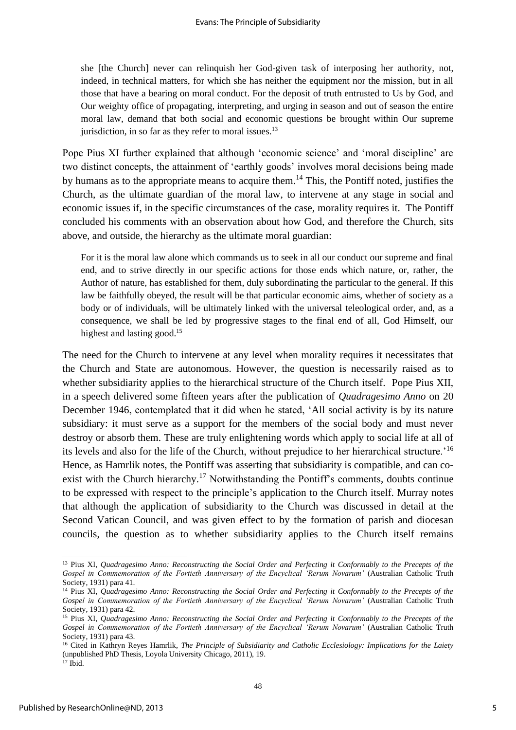> she [the Church] never can relinquish her God-given task of interposing her authority, not, indeed, in technical matters, for which she has neither the equipment nor the mission, but in all those that have a bearing on moral conduct. For the deposit of truth entrusted to Us by God, and Our weighty office of propagating, interpreting, and urging in season and out of season the entire moral law, demand that both social and economic questions be brought within Our supreme jurisdiction, in so far as they refer to moral issues.[13]

Pope Pius XI further explained that although 'economic science' and 'moral discipline' are two distinct concepts, the attainment of 'earthly goods' involves moral decisions being made by humans as to the appropriate means to acquire them.[14] This, the Pontiff noted, justifies the Church, as the ultimate guardian of the moral law, to intervene at any stage in social and economic issues if, in the specific circumstances of the case, morality requires it. The Pontiff concluded his comments with an observation about how God, and therefore the Church, sits above, and outside, the hierarchy as the ultimate moral guardian:

> For it is the moral law alone which commands us to seek in all our conduct our supreme and final end, and to strive directly in our specific actions for those ends which nature, or, rather, the Author of nature, has established for them, duly subordinating the particular to the general. If this law be faithfully obeyed, the result will be that particular economic aims, whether of society as a body or of individuals, will be ultimately linked with the universal teleological order, and, as a consequence, we shall be led by progressive stages to the final end of all, God Himself, our highest and lasting good.[15]

The need for the Church to intervene at any level when morality requires it necessitates that the Church and State are autonomous. However, the question is necessarily raised as to whether subsidiarity applies to the hierarchical structure of the Church itself. Pope Pius XII, in a speech delivered some fifteen years after the publication of *Quadragesimo Anno* on 20 December 1946, contemplated that it did when he stated, 'All social activity is by its nature subsidiary: it must serve as a support for the members of the social body and must never destroy or absorb them. These are truly enlightening words which apply to social life at all of its levels and also for the life of the Church, without prejudice to her hierarchical structure.'[16] Hence, as Hamrlik notes, the Pontiff was asserting that subsidiarity is compatible, and can co-exist with the Church hierarchy.[17] Notwithstanding the Pontiff's comments, doubts continue to be expressed with respect to the principle's application to the Church itself. Murray notes that although the application of subsidiarity to the Church was discussed in detail at the Second Vatican Council, and was given effect to by the formation of parish and diocesan councils, the question as to whether subsidiarity applies to the Church itself remains

---

[13] Pius XI, *Quadragesimo Anno: Reconstructing the Social Order and Perfecting it Conformably to the Precepts of the Gospel in Commemoration of the Fortieth Anniversary of the Encyclical 'Rerum Novarum'* (Australian Catholic Truth Society, 1931) para 41.

[14] Pius XI, *Quadragesimo Anno: Reconstructing the Social Order and Perfecting it Conformably to the Precepts of the Gospel in Commemoration of the Fortieth Anniversary of the Encyclical 'Rerum Novarum'* (Australian Catholic Truth Society, 1931) para 42.

[15] Pius XI, *Quadragesimo Anno: Reconstructing the Social Order and Perfecting it Conformably to the Precepts of the Gospel in Commemoration of the Fortieth Anniversary of the Encyclical 'Rerum Novarum'* (Australian Catholic Truth Society, 1931) para 43.

[16] Cited in Kathryn Reyes Hamrlik, *The Principle of Subsidiarity and Catholic Ecclesiology: Implications for the Laiety* (unpublished PhD Thesis, Loyola University Chicago, 2011), 19.

[17] Ibid.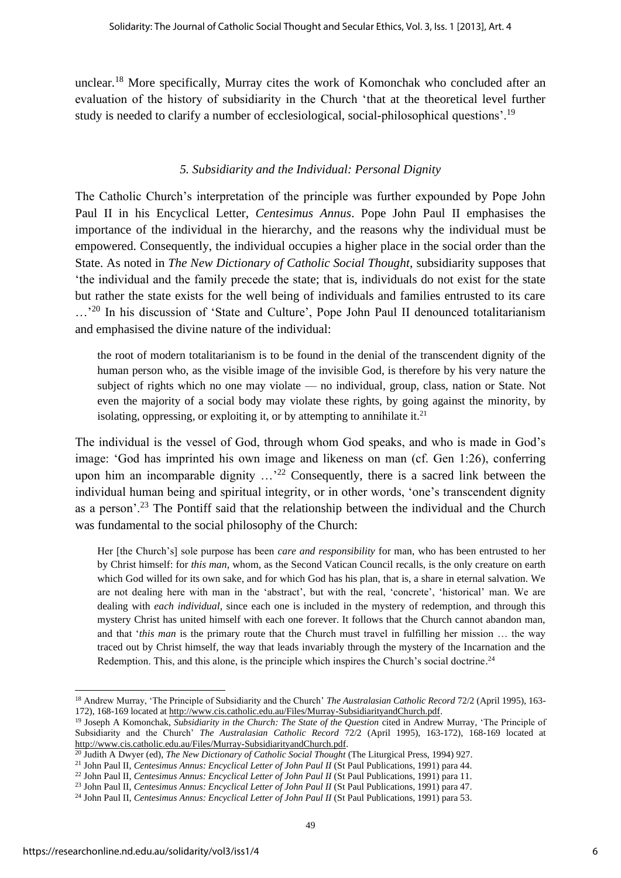unclear.[18] More specifically, Murray cites the work of Komonchak who concluded after an evaluation of the history of subsidiarity in the Church 'that at the theoretical level further study is needed to clarify a number of ecclesiological, social-philosophical questions'.[19]

### *5. Subsidiarity and the Individual: Personal Dignity*

The Catholic Church's interpretation of the principle was further expounded by Pope John Paul II in his Encyclical Letter, *Centesimus Annus*. Pope John Paul II emphasises the importance of the individual in the hierarchy, and the reasons why the individual must be empowered. Consequently, the individual occupies a higher place in the social order than the State. As noted in *The New Dictionary of Catholic Social Thought,* subsidiarity supposes that 'the individual and the family precede the state; that is, individuals do not exist for the state but rather the state exists for the well being of individuals and families entrusted to its care …'[20] In his discussion of 'State and Culture', Pope John Paul II denounced totalitarianism and emphasised the divine nature of the individual:

> the root of modern totalitarianism is to be found in the denial of the transcendent dignity of the human person who, as the visible image of the invisible God, is therefore by his very nature the subject of rights which no one may violate — no individual, group, class, nation or State. Not even the majority of a social body may violate these rights, by going against the minority, by isolating, oppressing, or exploiting it, or by attempting to annihilate it.[21]

The individual is the vessel of God, through whom God speaks, and who is made in God's image: 'God has imprinted his own image and likeness on man (cf. Gen 1:26), conferring upon him an incomparable dignity …'[22] Consequently, there is a sacred link between the individual human being and spiritual integrity, or in other words, 'one's transcendent dignity as a person'.[23] The Pontiff said that the relationship between the individual and the Church was fundamental to the social philosophy of the Church:

> Her [the Church's] sole purpose has been *care and responsibility* for man, who has been entrusted to her by Christ himself: for *this man*, whom, as the Second Vatican Council recalls, is the only creature on earth which God willed for its own sake, and for which God has his plan, that is, a share in eternal salvation. We are not dealing here with man in the 'abstract', but with the real, 'concrete', 'historical' man. We are dealing with *each individual*, since each one is included in the mystery of redemption, and through this mystery Christ has united himself with each one forever. It follows that the Church cannot abandon man, and that '*this man* is the primary route that the Church must travel in fulfilling her mission … the way traced out by Christ himself, the way that leads invariably through the mystery of the Incarnation and the Redemption. This, and this alone, is the principle which inspires the Church's social doctrine.[24]

---

[18] Andrew Murray, 'The Principle of Subsidiarity and the Church' *The Australasian Catholic Record* 72/2 (April 1995), 163-172), 168-169 located at http://www.cis.catholic.edu.au/Files/Murray-SubsidiarityandChurch.pdf.

[19] Joseph A Komonchak, *Subsidiarity in the Church: The State of the Question* cited in Andrew Murray, 'The Principle of Subsidiarity and the Church' *The Australasian Catholic Record* 72/2 (April 1995), 163-172), 168-169 located at http://www.cis.catholic.edu.au/Files/Murray-SubsidiarityandChurch.pdf.

[20] Judith A Dwyer (ed), *The New Dictionary of Catholic Social Thought* (The Liturgical Press, 1994) 927.

[21] John Paul II, *Centesimus Annus: Encyclical Letter of John Paul II* (St Paul Publications, 1991) para 44.

[22] John Paul II, *Centesimus Annus: Encyclical Letter of John Paul II* (St Paul Publications, 1991) para 11.

[23] John Paul II, *Centesimus Annus: Encyclical Letter of John Paul II* (St Paul Publications, 1991) para 47.

[24] John Paul II, *Centesimus Annus: Encyclical Letter of John Paul II* (St Paul Publications, 1991) para 53.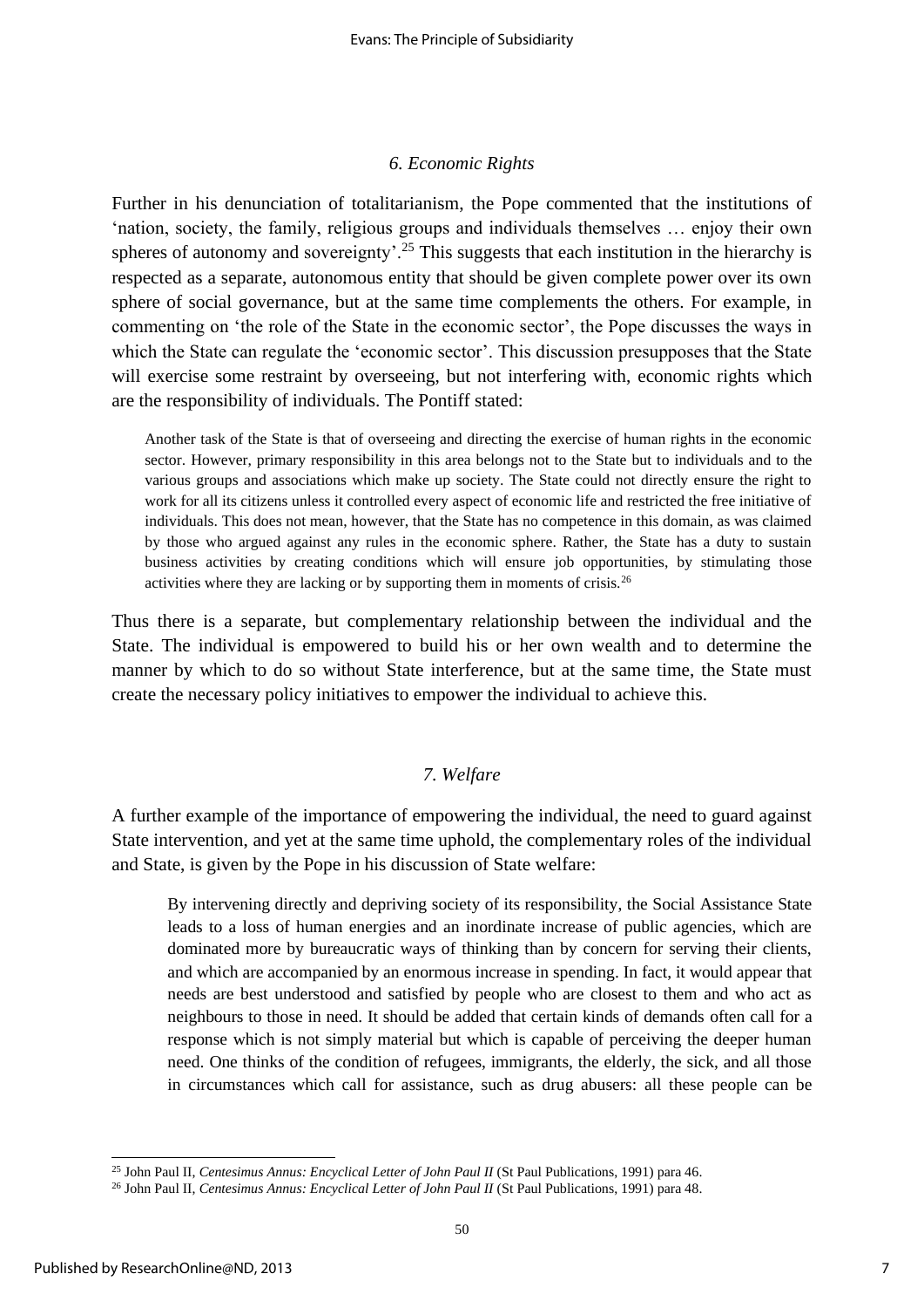### *6. Economic Rights*

Further in his denunciation of totalitarianism, the Pope commented that the institutions of 'nation, society, the family, religious groups and individuals themselves … enjoy their own spheres of autonomy and sovereignty'.[25] This suggests that each institution in the hierarchy is respected as a separate, autonomous entity that should be given complete power over its own sphere of social governance, but at the same time complements the others. For example, in commenting on 'the role of the State in the economic sector', the Pope discusses the ways in which the State can regulate the 'economic sector'. This discussion presupposes that the State will exercise some restraint by overseeing, but not interfering with, economic rights which are the responsibility of individuals. The Pontiff stated:

> Another task of the State is that of overseeing and directing the exercise of human rights in the economic sector. However, primary responsibility in this area belongs not to the State but to individuals and to the various groups and associations which make up society. The State could not directly ensure the right to work for all its citizens unless it controlled every aspect of economic life and restricted the free initiative of individuals. This does not mean, however, that the State has no competence in this domain, as was claimed by those who argued against any rules in the economic sphere. Rather, the State has a duty to sustain business activities by creating conditions which will ensure job opportunities, by stimulating those activities where they are lacking or by supporting them in moments of crisis.[26]

Thus there is a separate, but complementary relationship between the individual and the State. The individual is empowered to build his or her own wealth and to determine the manner by which to do so without State interference, but at the same time, the State must create the necessary policy initiatives to empower the individual to achieve this.

### *7. Welfare*

A further example of the importance of empowering the individual, the need to guard against State intervention, and yet at the same time uphold, the complementary roles of the individual and State, is given by the Pope in his discussion of State welfare:

> By intervening directly and depriving society of its responsibility, the Social Assistance State leads to a loss of human energies and an inordinate increase of public agencies, which are dominated more by bureaucratic ways of thinking than by concern for serving their clients, and which are accompanied by an enormous increase in spending. In fact, it would appear that needs are best understood and satisfied by people who are closest to them and who act as neighbours to those in need. It should be added that certain kinds of demands often call for a response which is not simply material but which is capable of perceiving the deeper human need. One thinks of the condition of refugees, immigrants, the elderly, the sick, and all those in circumstances which call for assistance, such as drug abusers: all these people can be

---

[25] John Paul II, *Centesimus Annus: Encyclical Letter of John Paul II* (St Paul Publications, 1991) para 46.

[26] John Paul II, *Centesimus Annus: Encyclical Letter of John Paul II* (St Paul Publications, 1991) para 48.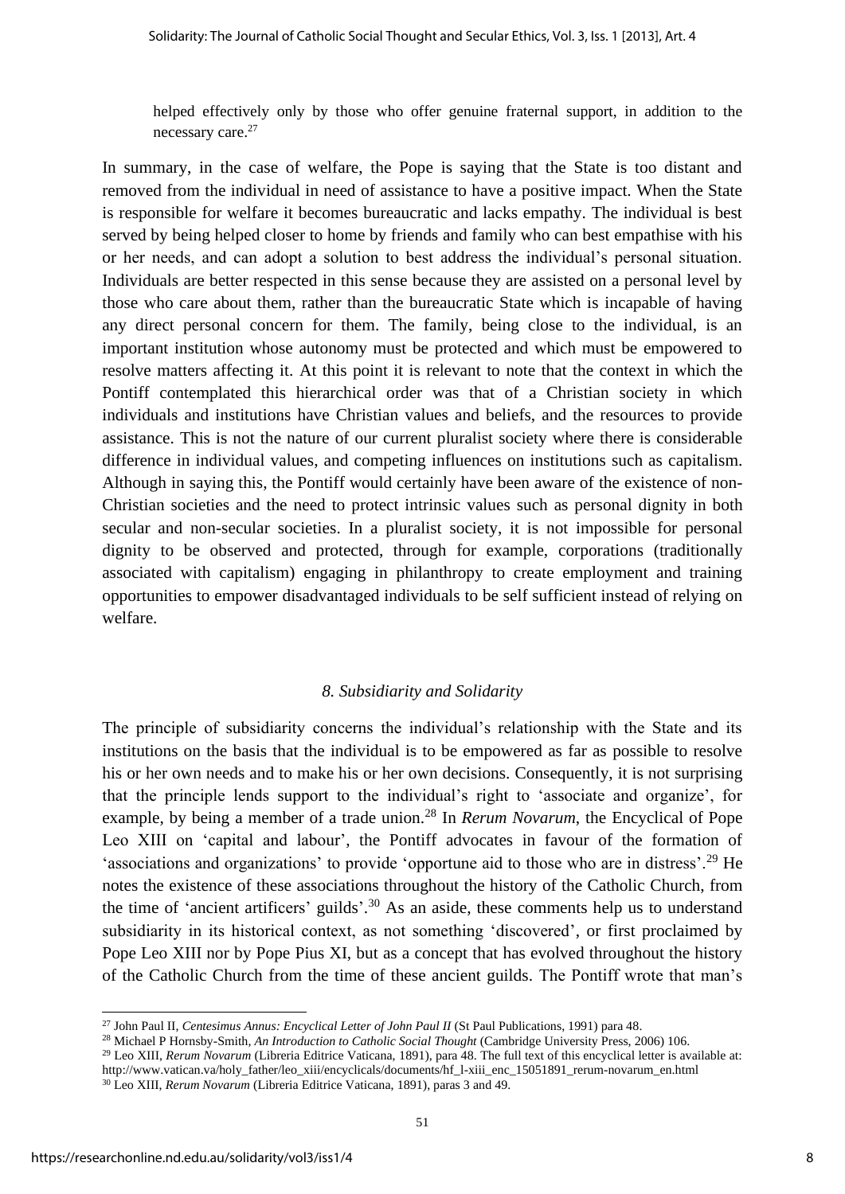helped effectively only by those who offer genuine fraternal support, in addition to the necessary care.[27]

In summary, in the case of welfare, the Pope is saying that the State is too distant and removed from the individual in need of assistance to have a positive impact. When the State is responsible for welfare it becomes bureaucratic and lacks empathy. The individual is best served by being helped closer to home by friends and family who can best empathise with his or her needs, and can adopt a solution to best address the individual's personal situation. Individuals are better respected in this sense because they are assisted on a personal level by those who care about them, rather than the bureaucratic State which is incapable of having any direct personal concern for them. The family, being close to the individual, is an important institution whose autonomy must be protected and which must be empowered to resolve matters affecting it. At this point it is relevant to note that the context in which the Pontiff contemplated this hierarchical order was that of a Christian society in which individuals and institutions have Christian values and beliefs, and the resources to provide assistance. This is not the nature of our current pluralist society where there is considerable difference in individual values, and competing influences on institutions such as capitalism. Although in saying this, the Pontiff would certainly have been aware of the existence of non-Christian societies and the need to protect intrinsic values such as personal dignity in both secular and non-secular societies. In a pluralist society, it is not impossible for personal dignity to be observed and protected, through for example, corporations (traditionally associated with capitalism) engaging in philanthropy to create employment and training opportunities to empower disadvantaged individuals to be self sufficient instead of relying on welfare.

### *8. Subsidiarity and Solidarity*

The principle of subsidiarity concerns the individual's relationship with the State and its institutions on the basis that the individual is to be empowered as far as possible to resolve his or her own needs and to make his or her own decisions. Consequently, it is not surprising that the principle lends support to the individual's right to 'associate and organize', for example, by being a member of a trade union.[28] In *Rerum Novarum*, the Encyclical of Pope Leo XIII on 'capital and labour', the Pontiff advocates in favour of the formation of 'associations and organizations' to provide 'opportune aid to those who are in distress'.[29] He notes the existence of these associations throughout the history of the Catholic Church, from the time of 'ancient artificers' guilds'.[30] As an aside, these comments help us to understand subsidiarity in its historical context, as not something 'discovered', or first proclaimed by Pope Leo XIII nor by Pope Pius XI, but as a concept that has evolved throughout the history of the Catholic Church from the time of these ancient guilds. The Pontiff wrote that man's

---

[27] John Paul II, *Centesimus Annus: Encyclical Letter of John Paul II* (St Paul Publications, 1991) para 48.

[28] Michael P Hornsby-Smith, *An Introduction to Catholic Social Thought* (Cambridge University Press, 2006) 106.

[29] Leo XIII, *Rerum Novarum* (Libreria Editrice Vaticana, 1891), para 48. The full text of this encyclical letter is available at: http://www.vatican.va/holy_father/leo_xiii/encyclicals/documents/hf_l-xiii_enc_15051891_rerum-novarum_en.html

[30] Leo XIII, *Rerum Novarum* (Libreria Editrice Vaticana, 1891), paras 3 and 49.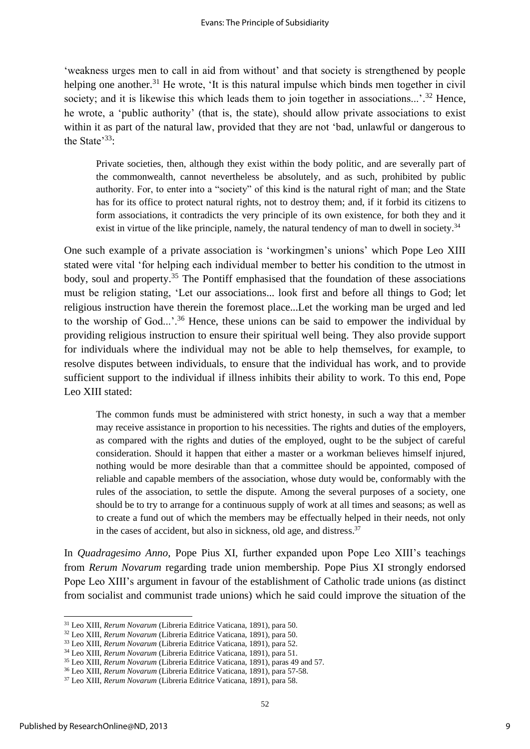'weakness urges men to call in aid from without' and that society is strengthened by people helping one another.[31] He wrote, 'It is this natural impulse which binds men together in civil society; and it is likewise this which leads them to join together in associations...'.[32] Hence, he wrote, a 'public authority' (that is, the state), should allow private associations to exist within it as part of the natural law, provided that they are not 'bad, unlawful or dangerous to the State'[33]:

> Private societies, then, although they exist within the body politic, and are severally part of the commonwealth, cannot nevertheless be absolutely, and as such, prohibited by public authority. For, to enter into a "society" of this kind is the natural right of man; and the State has for its office to protect natural rights, not to destroy them; and, if it forbid its citizens to form associations, it contradicts the very principle of its own existence, for both they and it exist in virtue of the like principle, namely, the natural tendency of man to dwell in society.[34]

One such example of a private association is 'workingmen's unions' which Pope Leo XIII stated were vital 'for helping each individual member to better his condition to the utmost in body, soul and property.[35] The Pontiff emphasised that the foundation of these associations must be religion stating, 'Let our associations... look first and before all things to God; let religious instruction have therein the foremost place...Let the working man be urged and led to the worship of God...'.[36] Hence, these unions can be said to empower the individual by providing religious instruction to ensure their spiritual well being. They also provide support for individuals where the individual may not be able to help themselves, for example, to resolve disputes between individuals, to ensure that the individual has work, and to provide sufficient support to the individual if illness inhibits their ability to work. To this end, Pope Leo XIII stated:

> The common funds must be administered with strict honesty, in such a way that a member may receive assistance in proportion to his necessities. The rights and duties of the employers, as compared with the rights and duties of the employed, ought to be the subject of careful consideration. Should it happen that either a master or a workman believes himself injured, nothing would be more desirable than that a committee should be appointed, composed of reliable and capable members of the association, whose duty would be, conformably with the rules of the association, to settle the dispute. Among the several purposes of a society, one should be to try to arrange for a continuous supply of work at all times and seasons; as well as to create a fund out of which the members may be effectually helped in their needs, not only in the cases of accident, but also in sickness, old age, and distress.[37]

In *Quadragesimo Anno*, Pope Pius XI, further expanded upon Pope Leo XIII's teachings from *Rerum Novarum* regarding trade union membership. Pope Pius XI strongly endorsed Pope Leo XIII's argument in favour of the establishment of Catholic trade unions (as distinct from socialist and communist trade unions) which he said could improve the situation of the

[31] Leo XIII, *Rerum Novarum* (Libreria Editrice Vaticana, 1891), para 50.

[32] Leo XIII, *Rerum Novarum* (Libreria Editrice Vaticana, 1891), para 50.

[33] Leo XIII, *Rerum Novarum* (Libreria Editrice Vaticana, 1891), para 52.

[34] Leo XIII, *Rerum Novarum* (Libreria Editrice Vaticana, 1891), para 51.

[35] Leo XIII, *Rerum Novarum* (Libreria Editrice Vaticana, 1891), paras 49 and 57.

[36] Leo XIII, *Rerum Novarum* (Libreria Editrice Vaticana, 1891), para 57-58.

[37] Leo XIII, *Rerum Novarum* (Libreria Editrice Vaticana, 1891), para 58.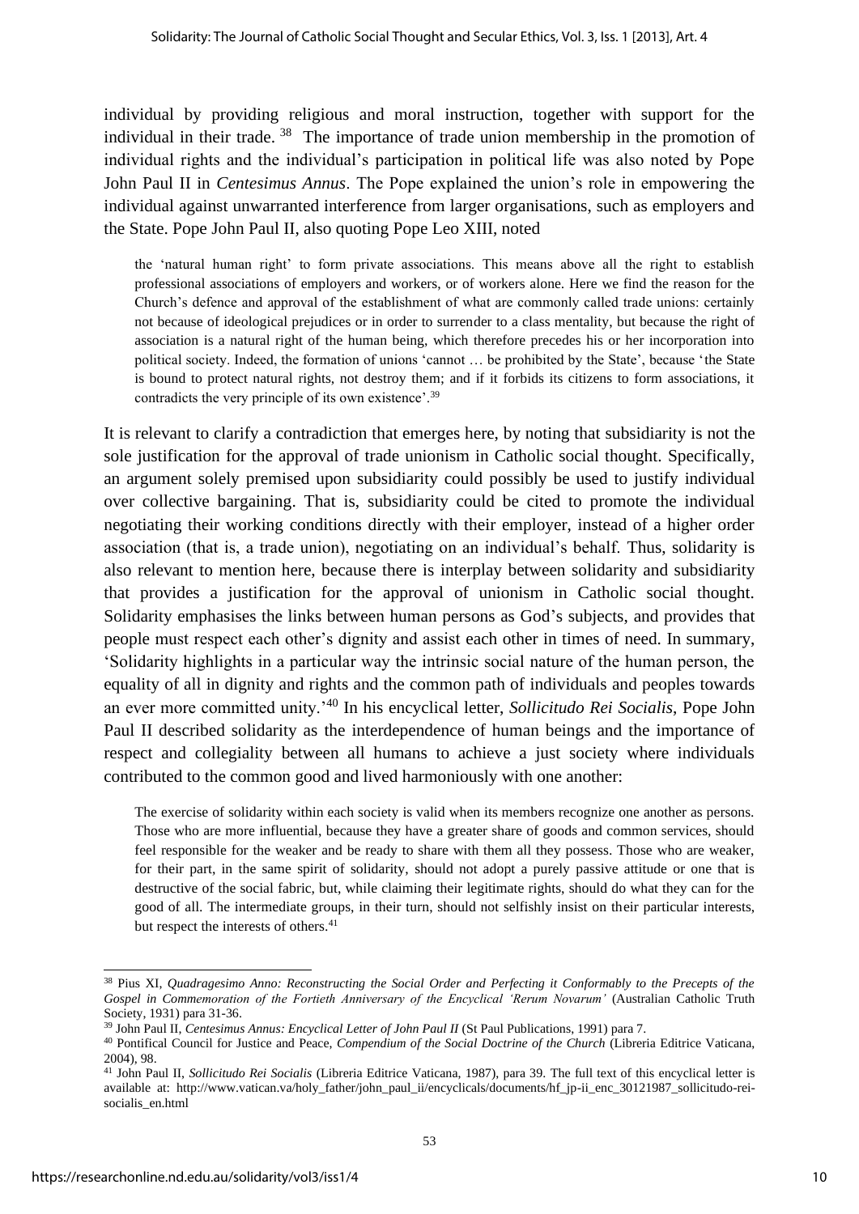individual by providing religious and moral instruction, together with support for the individual in their trade.[38] The importance of trade union membership in the promotion of individual rights and the individual's participation in political life was also noted by Pope John Paul II in *Centesimus Annus*. The Pope explained the union's role in empowering the individual against unwarranted interference from larger organisations, such as employers and the State. Pope John Paul II, also quoting Pope Leo XIII, noted

> the 'natural human right' to form private associations. This means above all the right to establish professional associations of employers and workers, or of workers alone. Here we find the reason for the Church's defence and approval of the establishment of what are commonly called trade unions: certainly not because of ideological prejudices or in order to surrender to a class mentality, but because the right of association is a natural right of the human being, which therefore precedes his or her incorporation into political society. Indeed, the formation of unions 'cannot … be prohibited by the State', because 'the State is bound to protect natural rights, not destroy them; and if it forbids its citizens to form associations, it contradicts the very principle of its own existence'.[39]

It is relevant to clarify a contradiction that emerges here, by noting that subsidiarity is not the sole justification for the approval of trade unionism in Catholic social thought. Specifically, an argument solely premised upon subsidiarity could possibly be used to justify individual over collective bargaining. That is, subsidiarity could be cited to promote the individual negotiating their working conditions directly with their employer, instead of a higher order association (that is, a trade union), negotiating on an individual's behalf. Thus, solidarity is also relevant to mention here, because there is interplay between solidarity and subsidiarity that provides a justification for the approval of unionism in Catholic social thought. Solidarity emphasises the links between human persons as God's subjects, and provides that people must respect each other's dignity and assist each other in times of need. In summary, 'Solidarity highlights in a particular way the intrinsic social nature of the human person, the equality of all in dignity and rights and the common path of individuals and peoples towards an ever more committed unity.'[40] In his encyclical letter, *Sollicitudo Rei Socialis*, Pope John Paul II described solidarity as the interdependence of human beings and the importance of respect and collegiality between all humans to achieve a just society where individuals contributed to the common good and lived harmoniously with one another:

> The exercise of solidarity within each society is valid when its members recognize one another as persons. Those who are more influential, because they have a greater share of goods and common services, should feel responsible for the weaker and be ready to share with them all they possess. Those who are weaker, for their part, in the same spirit of solidarity, should not adopt a purely passive attitude or one that is destructive of the social fabric, but, while claiming their legitimate rights, should do what they can for the good of all. The intermediate groups, in their turn, should not selfishly insist on their particular interests, but respect the interests of others.[41]

---

[38] Pius XI, *Quadragesimo Anno: Reconstructing the Social Order and Perfecting it Conformably to the Precepts of the Gospel in Commemoration of the Fortieth Anniversary of the Encyclical 'Rerum Novarum'* (Australian Catholic Truth Society, 1931) para 31-36.

[39] John Paul II, *Centesimus Annus: Encyclical Letter of John Paul II* (St Paul Publications, 1991) para 7.

[40] Pontifical Council for Justice and Peace, *Compendium of the Social Doctrine of the Church* (Libreria Editrice Vaticana, 2004), 98.

[41] John Paul II, *Sollicitudo Rei Socialis* (Libreria Editrice Vaticana, 1987), para 39. The full text of this encyclical letter is available at: http://www.vatican.va/holy_father/john_paul_ii/encyclicals/documents/hf_jp-ii_enc_30121987_sollicitudo-rei-socialis_en.html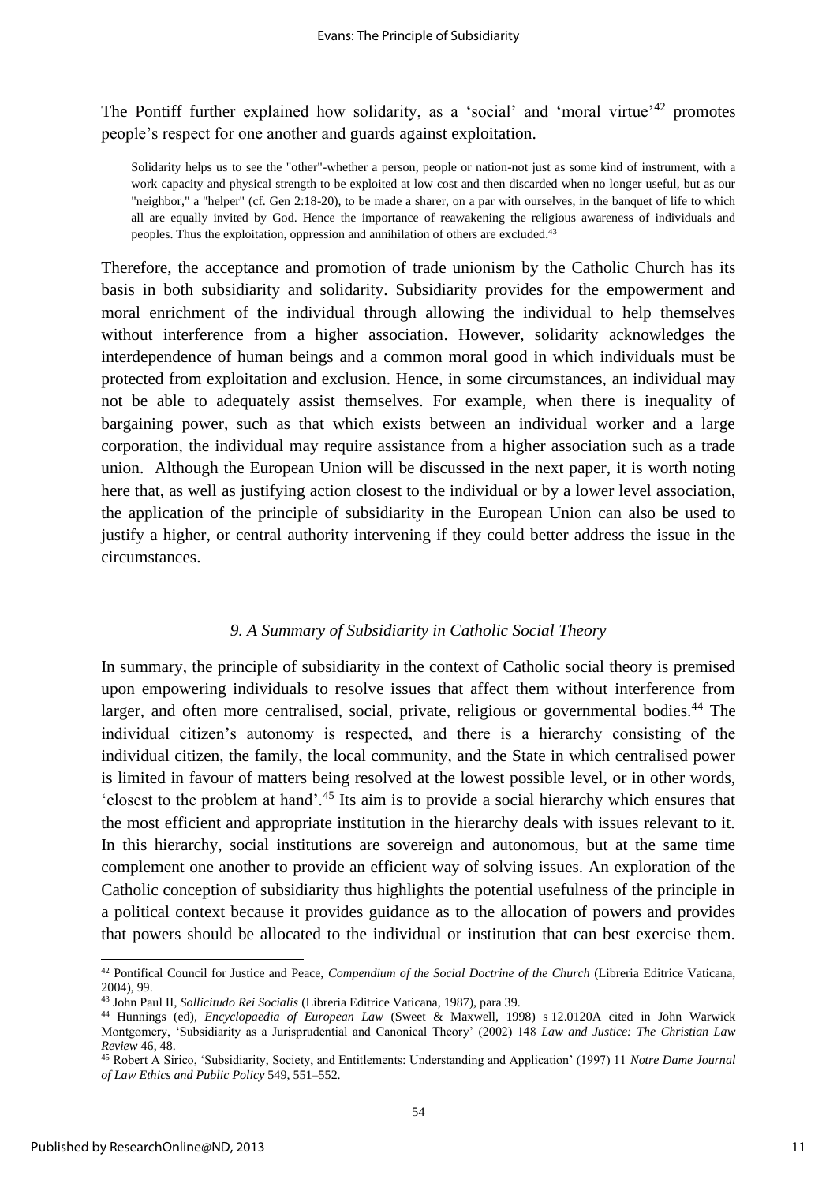The Pontiff further explained how solidarity, as a 'social' and 'moral virtue'[42] promotes people's respect for one another and guards against exploitation.

> Solidarity helps us to see the "other"-whether a person, people or nation-not just as some kind of instrument, with a work capacity and physical strength to be exploited at low cost and then discarded when no longer useful, but as our "neighbor," a "helper" (cf. Gen 2:18-20), to be made a sharer, on a par with ourselves, in the banquet of life to which all are equally invited by God. Hence the importance of reawakening the religious awareness of individuals and peoples. Thus the exploitation, oppression and annihilation of others are excluded.[43]

Therefore, the acceptance and promotion of trade unionism by the Catholic Church has its basis in both subsidiarity and solidarity. Subsidiarity provides for the empowerment and moral enrichment of the individual through allowing the individual to help themselves without interference from a higher association. However, solidarity acknowledges the interdependence of human beings and a common moral good in which individuals must be protected from exploitation and exclusion. Hence, in some circumstances, an individual may not be able to adequately assist themselves. For example, when there is inequality of bargaining power, such as that which exists between an individual worker and a large corporation, the individual may require assistance from a higher association such as a trade union. Although the European Union will be discussed in the next paper, it is worth noting here that, as well as justifying action closest to the individual or by a lower level association, the application of the principle of subsidiarity in the European Union can also be used to justify a higher, or central authority intervening if they could better address the issue in the circumstances.

### *9. A Summary of Subsidiarity in Catholic Social Theory*

In summary, the principle of subsidiarity in the context of Catholic social theory is premised upon empowering individuals to resolve issues that affect them without interference from larger, and often more centralised, social, private, religious or governmental bodies.[44] The individual citizen's autonomy is respected, and there is a hierarchy consisting of the individual citizen, the family, the local community, and the State in which centralised power is limited in favour of matters being resolved at the lowest possible level, or in other words, 'closest to the problem at hand'.[45] Its aim is to provide a social hierarchy which ensures that the most efficient and appropriate institution in the hierarchy deals with issues relevant to it. In this hierarchy, social institutions are sovereign and autonomous, but at the same time complement one another to provide an efficient way of solving issues. An exploration of the Catholic conception of subsidiarity thus highlights the potential usefulness of the principle in a political context because it provides guidance as to the allocation of powers and provides that powers should be allocated to the individual or institution that can best exercise them.

---

[42] Pontifical Council for Justice and Peace, *Compendium of the Social Doctrine of the Church* (Libreria Editrice Vaticana, 2004), 99.

[43] John Paul II, *Sollicitudo Rei Socialis* (Libreria Editrice Vaticana, 1987), para 39.

[44] Hunnings (ed), *Encyclopaedia of European Law* (Sweet & Maxwell, 1998) s 12.0120A cited in John Warwick Montgomery, 'Subsidiarity as a Jurisprudential and Canonical Theory' (2002) 148 *Law and Justice: The Christian Law Review* 46, 48.

[45] Robert A Sirico, 'Subsidiarity, Society, and Entitlements: Understanding and Application' (1997) 11 *Notre Dame Journal of Law Ethics and Public Policy* 549, 551–552.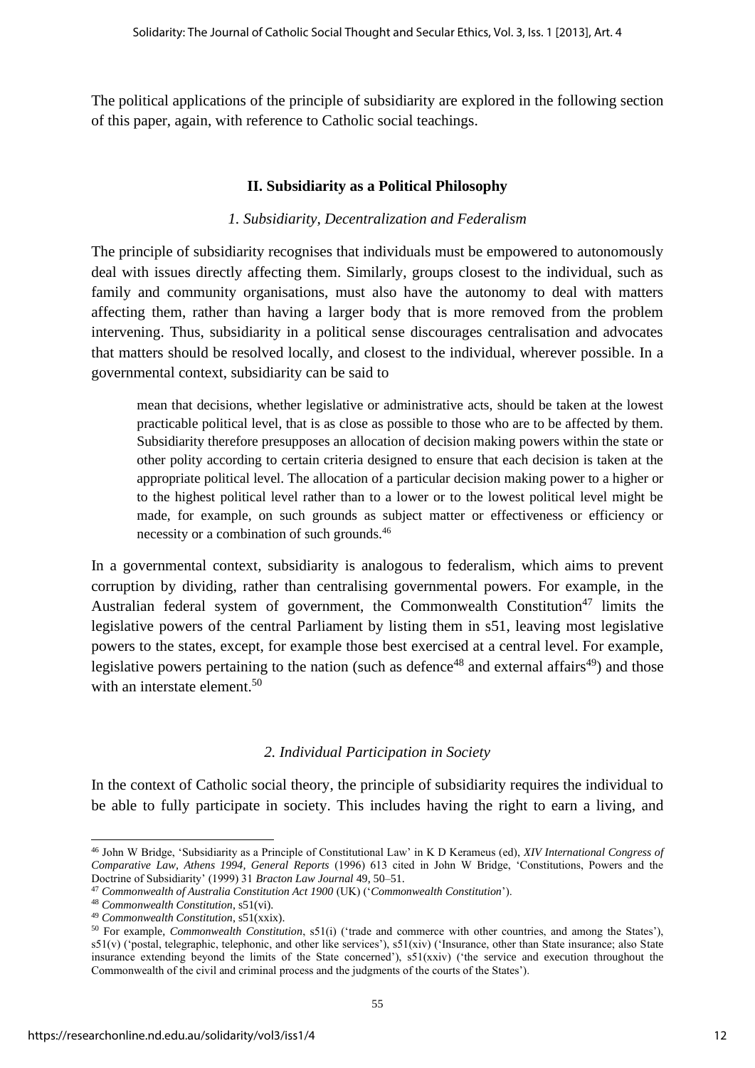The political applications of the principle of subsidiarity are explored in the following section of this paper, again, with reference to Catholic social teachings.

## II. Subsidiarity as a Political Philosophy

### *1. Subsidiarity, Decentralization and Federalism*

The principle of subsidiarity recognises that individuals must be empowered to autonomously deal with issues directly affecting them. Similarly, groups closest to the individual, such as family and community organisations, must also have the autonomy to deal with matters affecting them, rather than having a larger body that is more removed from the problem intervening. Thus, subsidiarity in a political sense discourages centralisation and advocates that matters should be resolved locally, and closest to the individual, wherever possible. In a governmental context, subsidiarity can be said to

> mean that decisions, whether legislative or administrative acts, should be taken at the lowest practicable political level, that is as close as possible to those who are to be affected by them. Subsidiarity therefore presupposes an allocation of decision making powers within the state or other polity according to certain criteria designed to ensure that each decision is taken at the appropriate political level. The allocation of a particular decision making power to a higher or to the highest political level rather than to a lower or to the lowest political level might be made, for example, on such grounds as subject matter or effectiveness or efficiency or necessity or a combination of such grounds.[46]

In a governmental context, subsidiarity is analogous to federalism, which aims to prevent corruption by dividing, rather than centralising governmental powers. For example, in the Australian federal system of government, the Commonwealth Constitution[47] limits the legislative powers of the central Parliament by listing them in s51, leaving most legislative powers to the states, except, for example those best exercised at a central level. For example, legislative powers pertaining to the nation (such as defence[48] and external affairs[49]) and those with an interstate element.[50]

### *2. Individual Participation in Society*

In the context of Catholic social theory, the principle of subsidiarity requires the individual to be able to fully participate in society. This includes having the right to earn a living, and

---

[46] John W Bridge, 'Subsidiarity as a Principle of Constitutional Law' in K D Kerameus (ed), *XIV International Congress of Comparative Law, Athens 1994, General Reports* (1996) 613 cited in John W Bridge, 'Constitutions, Powers and the Doctrine of Subsidiarity' (1999) 31 *Bracton Law Journal* 49, 50–51.

[47] *Commonwealth of Australia Constitution Act 1900* (UK) ('*Commonwealth Constitution*').

[48] *Commonwealth Constitution*, s51(vi).

[49] *Commonwealth Constitution*, s51(xxix).

[50] For example, *Commonwealth Constitution*, s51(i) ('trade and commerce with other countries, and among the States'), s51(v) ('postal, telegraphic, telephonic, and other like services'), s51(xiv) ('Insurance, other than State insurance; also State insurance extending beyond the limits of the State concerned'), s51(xxiv) ('the service and execution throughout the Commonwealth of the civil and criminal process and the judgments of the courts of the States').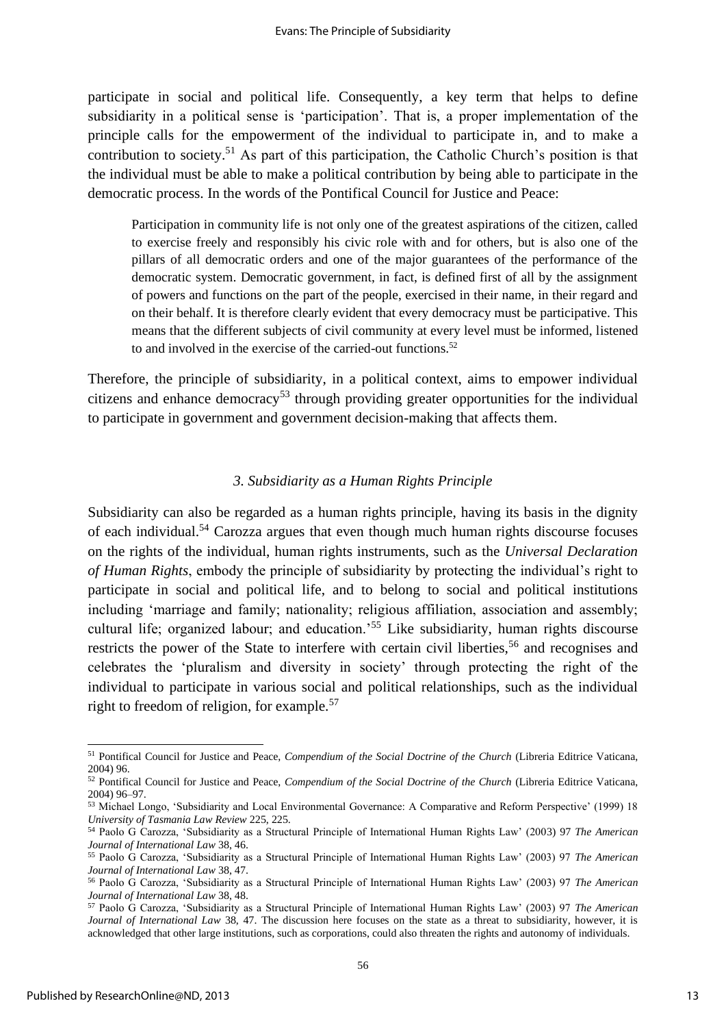participate in social and political life. Consequently, a key term that helps to define subsidiarity in a political sense is 'participation'. That is, a proper implementation of the principle calls for the empowerment of the individual to participate in, and to make a contribution to society.[51] As part of this participation, the Catholic Church's position is that the individual must be able to make a political contribution by being able to participate in the democratic process. In the words of the Pontifical Council for Justice and Peace:

> Participation in community life is not only one of the greatest aspirations of the citizen, called to exercise freely and responsibly his civic role with and for others, but is also one of the pillars of all democratic orders and one of the major guarantees of the performance of the democratic system. Democratic government, in fact, is defined first of all by the assignment of powers and functions on the part of the people, exercised in their name, in their regard and on their behalf. It is therefore clearly evident that every democracy must be participative. This means that the different subjects of civil community at every level must be informed, listened to and involved in the exercise of the carried-out functions.[52]

Therefore, the principle of subsidiarity, in a political context, aims to empower individual citizens and enhance democracy[53] through providing greater opportunities for the individual to participate in government and government decision-making that affects them.

### *3. Subsidiarity as a Human Rights Principle*

Subsidiarity can also be regarded as a human rights principle, having its basis in the dignity of each individual.[54] Carozza argues that even though much human rights discourse focuses on the rights of the individual, human rights instruments, such as the *Universal Declaration of Human Rights*, embody the principle of subsidiarity by protecting the individual's right to participate in social and political life, and to belong to social and political institutions including 'marriage and family; nationality; religious affiliation, association and assembly; cultural life; organized labour; and education.'[55] Like subsidiarity, human rights discourse restricts the power of the State to interfere with certain civil liberties,[56] and recognises and celebrates the 'pluralism and diversity in society' through protecting the right of the individual to participate in various social and political relationships, such as the individual right to freedom of religion, for example.[57]

---

[51] Pontifical Council for Justice and Peace, *Compendium of the Social Doctrine of the Church* (Libreria Editrice Vaticana, 2004) 96.

[52] Pontifical Council for Justice and Peace, *Compendium of the Social Doctrine of the Church* (Libreria Editrice Vaticana, 2004) 96–97.

[53] Michael Longo, 'Subsidiarity and Local Environmental Governance: A Comparative and Reform Perspective' (1999) 18 *University of Tasmania Law Review* 225, 225.

[54] Paolo G Carozza, 'Subsidiarity as a Structural Principle of International Human Rights Law' (2003) 97 *The American Journal of International Law* 38, 46.

[55] Paolo G Carozza, 'Subsidiarity as a Structural Principle of International Human Rights Law' (2003) 97 *The American Journal of International Law* 38, 47.

[56] Paolo G Carozza, 'Subsidiarity as a Structural Principle of International Human Rights Law' (2003) 97 *The American Journal of International Law* 38, 48.

[57] Paolo G Carozza, 'Subsidiarity as a Structural Principle of International Human Rights Law' (2003) 97 *The American Journal of International Law* 38, 47. The discussion here focuses on the state as a threat to subsidiarity, however, it is acknowledged that other large institutions, such as corporations, could also threaten the rights and autonomy of individuals.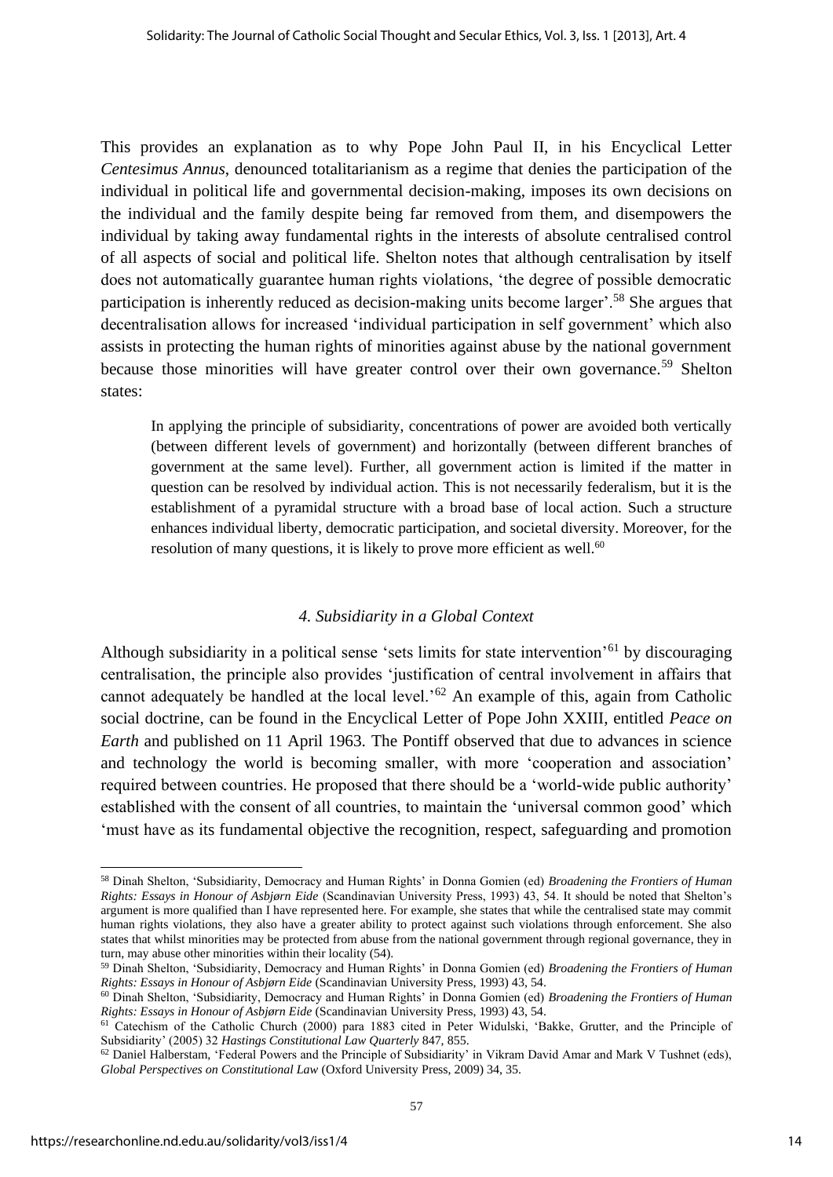This provides an explanation as to why Pope John Paul II, in his Encyclical Letter *Centesimus Annus*, denounced totalitarianism as a regime that denies the participation of the individual in political life and governmental decision-making, imposes its own decisions on the individual and the family despite being far removed from them, and disempowers the individual by taking away fundamental rights in the interests of absolute centralised control of all aspects of social and political life. Shelton notes that although centralisation by itself does not automatically guarantee human rights violations, 'the degree of possible democratic participation is inherently reduced as decision-making units become larger'.[58] She argues that decentralisation allows for increased 'individual participation in self government' which also assists in protecting the human rights of minorities against abuse by the national government because those minorities will have greater control over their own governance.[59] Shelton states:

> In applying the principle of subsidiarity, concentrations of power are avoided both vertically (between different levels of government) and horizontally (between different branches of government at the same level). Further, all government action is limited if the matter in question can be resolved by individual action. This is not necessarily federalism, but it is the establishment of a pyramidal structure with a broad base of local action. Such a structure enhances individual liberty, democratic participation, and societal diversity. Moreover, for the resolution of many questions, it is likely to prove more efficient as well.[60]

### *4. Subsidiarity in a Global Context*

Although subsidiarity in a political sense 'sets limits for state intervention'[61] by discouraging centralisation, the principle also provides 'justification of central involvement in affairs that cannot adequately be handled at the local level.'[62] An example of this, again from Catholic social doctrine, can be found in the Encyclical Letter of Pope John XXIII, entitled *Peace on Earth* and published on 11 April 1963. The Pontiff observed that due to advances in science and technology the world is becoming smaller, with more 'cooperation and association' required between countries. He proposed that there should be a 'world-wide public authority' established with the consent of all countries, to maintain the 'universal common good' which 'must have as its fundamental objective the recognition, respect, safeguarding and promotion

---

[58] Dinah Shelton, 'Subsidiarity, Democracy and Human Rights' in Donna Gomien (ed) *Broadening the Frontiers of Human Rights: Essays in Honour of Asbjørn Eide* (Scandinavian University Press, 1993) 43, 54. It should be noted that Shelton's argument is more qualified than I have represented here. For example, she states that while the centralised state may commit human rights violations, they also have a greater ability to protect against such violations through enforcement. She also states that whilst minorities may be protected from abuse from the national government through regional governance, they in turn, may abuse other minorities within their locality (54).

[59] Dinah Shelton, 'Subsidiarity, Democracy and Human Rights' in Donna Gomien (ed) *Broadening the Frontiers of Human Rights: Essays in Honour of Asbjørn Eide* (Scandinavian University Press, 1993) 43, 54.

[60] Dinah Shelton, 'Subsidiarity, Democracy and Human Rights' in Donna Gomien (ed) *Broadening the Frontiers of Human Rights: Essays in Honour of Asbjørn Eide* (Scandinavian University Press, 1993) 43, 54.

[61] Catechism of the Catholic Church (2000) para 1883 cited in Peter Widulski, 'Bakke, Grutter, and the Principle of Subsidiarity' (2005) 32 *Hastings Constitutional Law Quarterly* 847, 855.

[62] Daniel Halberstam, 'Federal Powers and the Principle of Subsidiarity' in Vikram David Amar and Mark V Tushnet (eds), *Global Perspectives on Constitutional Law* (Oxford University Press, 2009) 34, 35.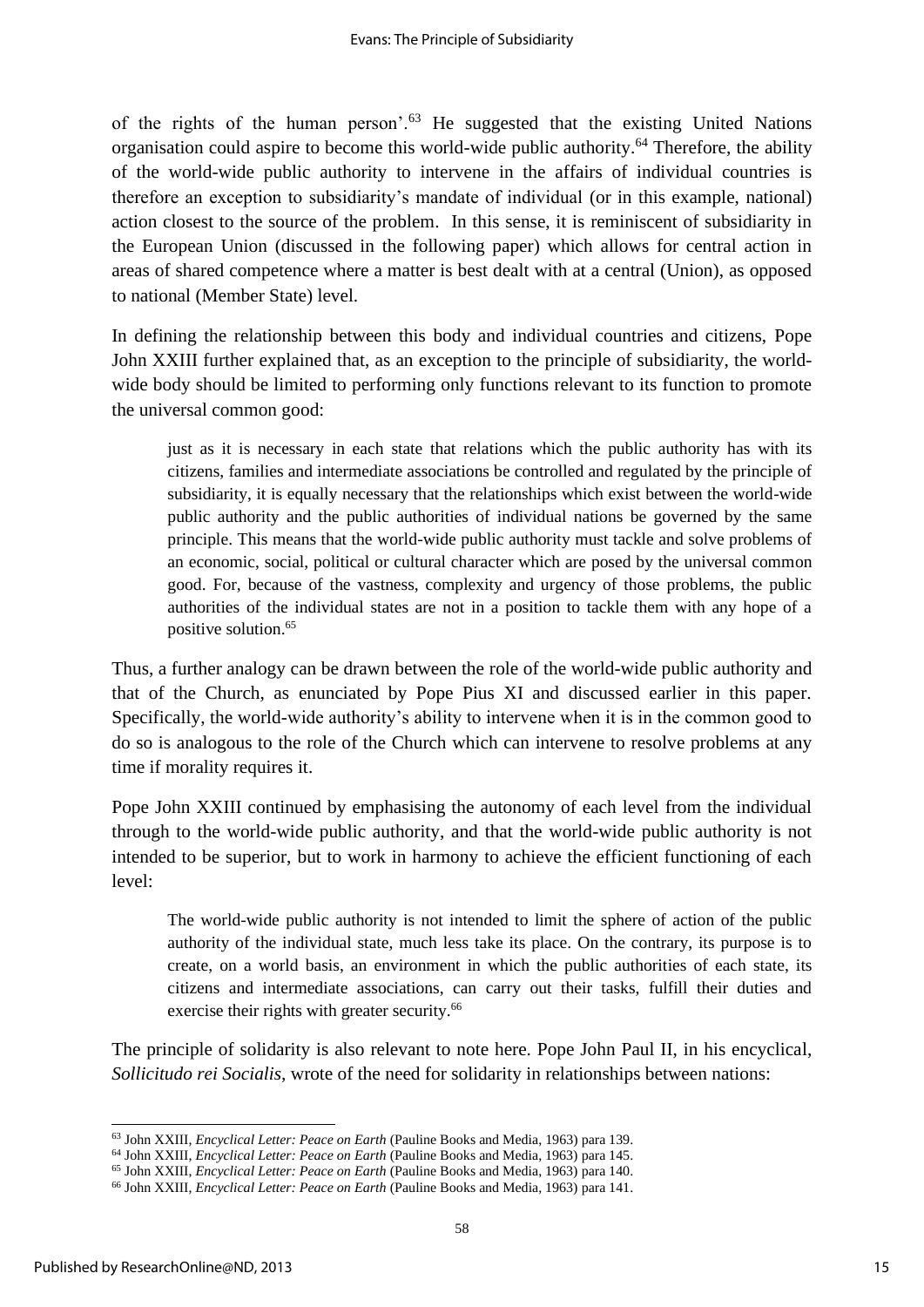of the rights of the human person'.[63] He suggested that the existing United Nations organisation could aspire to become this world-wide public authority.[64] Therefore, the ability of the world-wide public authority to intervene in the affairs of individual countries is therefore an exception to subsidiarity's mandate of individual (or in this example, national) action closest to the source of the problem. In this sense, it is reminiscent of subsidiarity in the European Union (discussed in the following paper) which allows for central action in areas of shared competence where a matter is best dealt with at a central (Union), as opposed to national (Member State) level.

In defining the relationship between this body and individual countries and citizens, Pope John XXIII further explained that, as an exception to the principle of subsidiarity, the world-wide body should be limited to performing only functions relevant to its function to promote the universal common good:

> just as it is necessary in each state that relations which the public authority has with its citizens, families and intermediate associations be controlled and regulated by the principle of subsidiarity, it is equally necessary that the relationships which exist between the world-wide public authority and the public authorities of individual nations be governed by the same principle. This means that the world-wide public authority must tackle and solve problems of an economic, social, political or cultural character which are posed by the universal common good. For, because of the vastness, complexity and urgency of those problems, the public authorities of the individual states are not in a position to tackle them with any hope of a positive solution.[65]

Thus, a further analogy can be drawn between the role of the world-wide public authority and that of the Church, as enunciated by Pope Pius XI and discussed earlier in this paper. Specifically, the world-wide authority's ability to intervene when it is in the common good to do so is analogous to the role of the Church which can intervene to resolve problems at any time if morality requires it.

Pope John XXIII continued by emphasising the autonomy of each level from the individual through to the world-wide public authority, and that the world-wide public authority is not intended to be superior, but to work in harmony to achieve the efficient functioning of each level:

> The world-wide public authority is not intended to limit the sphere of action of the public authority of the individual state, much less take its place. On the contrary, its purpose is to create, on a world basis, an environment in which the public authorities of each state, its citizens and intermediate associations, can carry out their tasks, fulfill their duties and exercise their rights with greater security.[66]

The principle of solidarity is also relevant to note here. Pope John Paul II, in his encyclical, *Sollicitudo rei Socialis,* wrote of the need for solidarity in relationships between nations:

---

[63] John XXIII, *Encyclical Letter: Peace on Earth* (Pauline Books and Media, 1963) para 139.
[64] John XXIII, *Encyclical Letter: Peace on Earth* (Pauline Books and Media, 1963) para 145.
[65] John XXIII, *Encyclical Letter: Peace on Earth* (Pauline Books and Media, 1963) para 140.
[66] John XXIII, *Encyclical Letter: Peace on Earth* (Pauline Books and Media, 1963) para 141.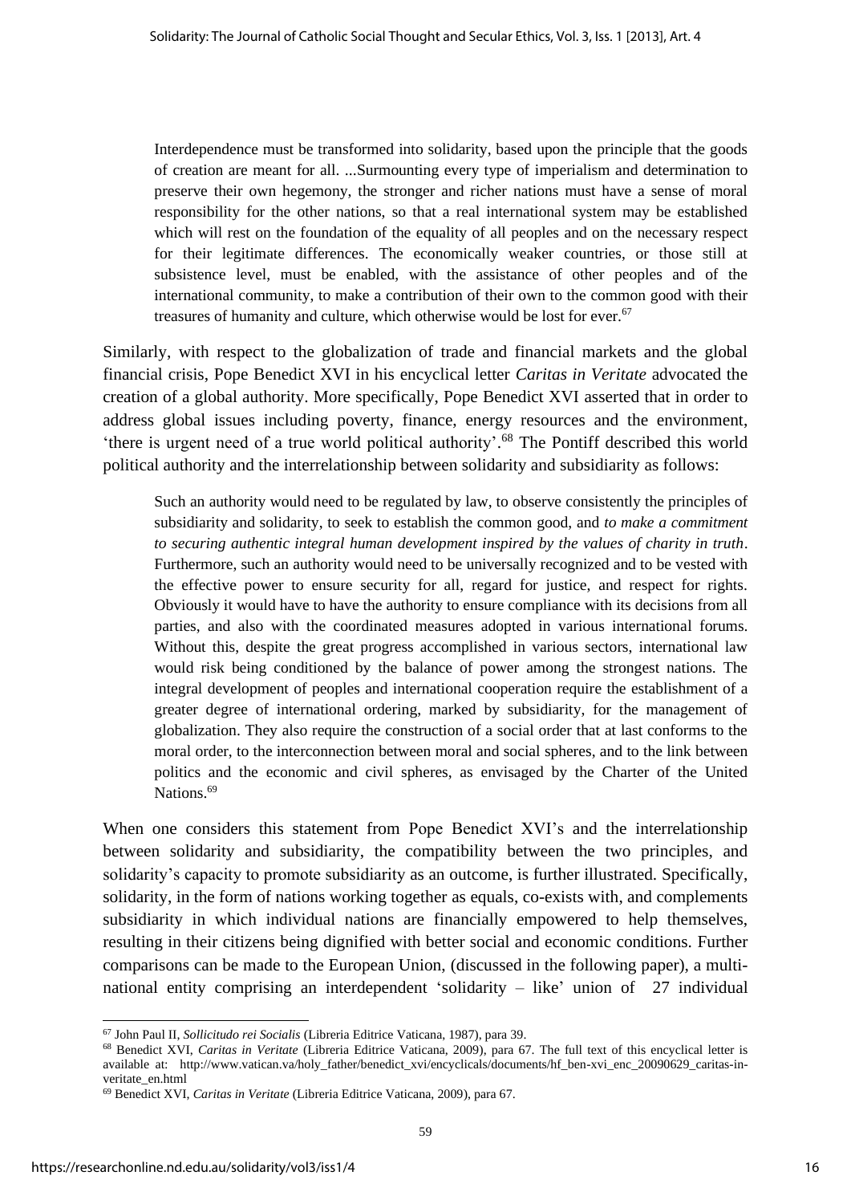> Interdependence must be transformed into solidarity, based upon the principle that the goods of creation are meant for all. ...Surmounting every type of imperialism and determination to preserve their own hegemony, the stronger and richer nations must have a sense of moral responsibility for the other nations, so that a real international system may be established which will rest on the foundation of the equality of all peoples and on the necessary respect for their legitimate differences. The economically weaker countries, or those still at subsistence level, must be enabled, with the assistance of other peoples and of the international community, to make a contribution of their own to the common good with their treasures of humanity and culture, which otherwise would be lost for ever.[67]

Similarly, with respect to the globalization of trade and financial markets and the global financial crisis, Pope Benedict XVI in his encyclical letter *Caritas in Veritate* advocated the creation of a global authority. More specifically, Pope Benedict XVI asserted that in order to address global issues including poverty, finance, energy resources and the environment, 'there is urgent need of a true world political authority'.[68] The Pontiff described this world political authority and the interrelationship between solidarity and subsidiarity as follows:

> Such an authority would need to be regulated by law, to observe consistently the principles of subsidiarity and solidarity, to seek to establish the common good, and *to make a commitment to securing authentic integral human development inspired by the values of charity in truth*. Furthermore, such an authority would need to be universally recognized and to be vested with the effective power to ensure security for all, regard for justice, and respect for rights. Obviously it would have to have the authority to ensure compliance with its decisions from all parties, and also with the coordinated measures adopted in various international forums. Without this, despite the great progress accomplished in various sectors, international law would risk being conditioned by the balance of power among the strongest nations. The integral development of peoples and international cooperation require the establishment of a greater degree of international ordering, marked by subsidiarity, for the management of globalization. They also require the construction of a social order that at last conforms to the moral order, to the interconnection between moral and social spheres, and to the link between politics and the economic and civil spheres, as envisaged by the Charter of the United Nations.[69]

When one considers this statement from Pope Benedict XVI's and the interrelationship between solidarity and subsidiarity, the compatibility between the two principles, and solidarity's capacity to promote subsidiarity as an outcome, is further illustrated. Specifically, solidarity, in the form of nations working together as equals, co-exists with, and complements subsidiarity in which individual nations are financially empowered to help themselves, resulting in their citizens being dignified with better social and economic conditions. Further comparisons can be made to the European Union, (discussed in the following paper), a multi-national entity comprising an interdependent 'solidarity – like' union of 27 individual

---

[67] John Paul II, *Sollicitudo rei Socialis* (Libreria Editrice Vaticana, 1987), para 39.

[68] Benedict XVI, *Caritas in Veritate* (Libreria Editrice Vaticana, 2009), para 67. The full text of this encyclical letter is available at: http://www.vatican.va/holy_father/benedict_xvi/encyclicals/documents/hf_ben-xvi_enc_20090629_caritas-in-veritate_en.html

[69] Benedict XVI, *Caritas in Veritate* (Libreria Editrice Vaticana, 2009), para 67.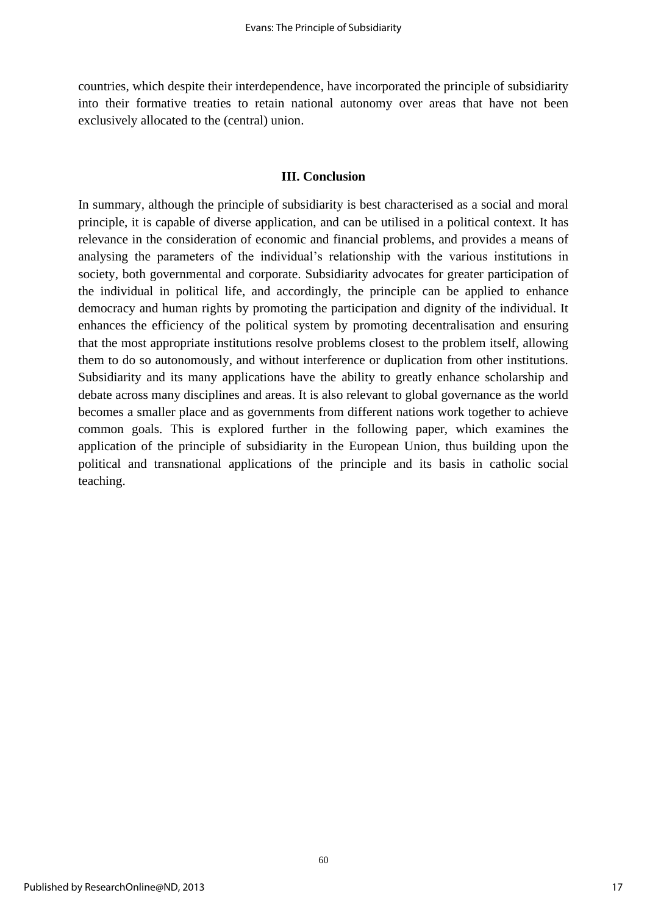countries, which despite their interdependence, have incorporated the principle of subsidiarity into their formative treaties to retain national autonomy over areas that have not been exclusively allocated to the (central) union.

## III. Conclusion

In summary, although the principle of subsidiarity is best characterised as a social and moral principle, it is capable of diverse application, and can be utilised in a political context. It has relevance in the consideration of economic and financial problems, and provides a means of analysing the parameters of the individual's relationship with the various institutions in society, both governmental and corporate. Subsidiarity advocates for greater participation of the individual in political life, and accordingly, the principle can be applied to enhance democracy and human rights by promoting the participation and dignity of the individual. It enhances the efficiency of the political system by promoting decentralisation and ensuring that the most appropriate institutions resolve problems closest to the problem itself, allowing them to do so autonomously, and without interference or duplication from other institutions. Subsidiarity and its many applications have the ability to greatly enhance scholarship and debate across many disciplines and areas. It is also relevant to global governance as the world becomes a smaller place and as governments from different nations work together to achieve common goals. This is explored further in the following paper, which examines the application of the principle of subsidiarity in the European Union, thus building upon the political and transnational applications of the principle and its basis in catholic social teaching.